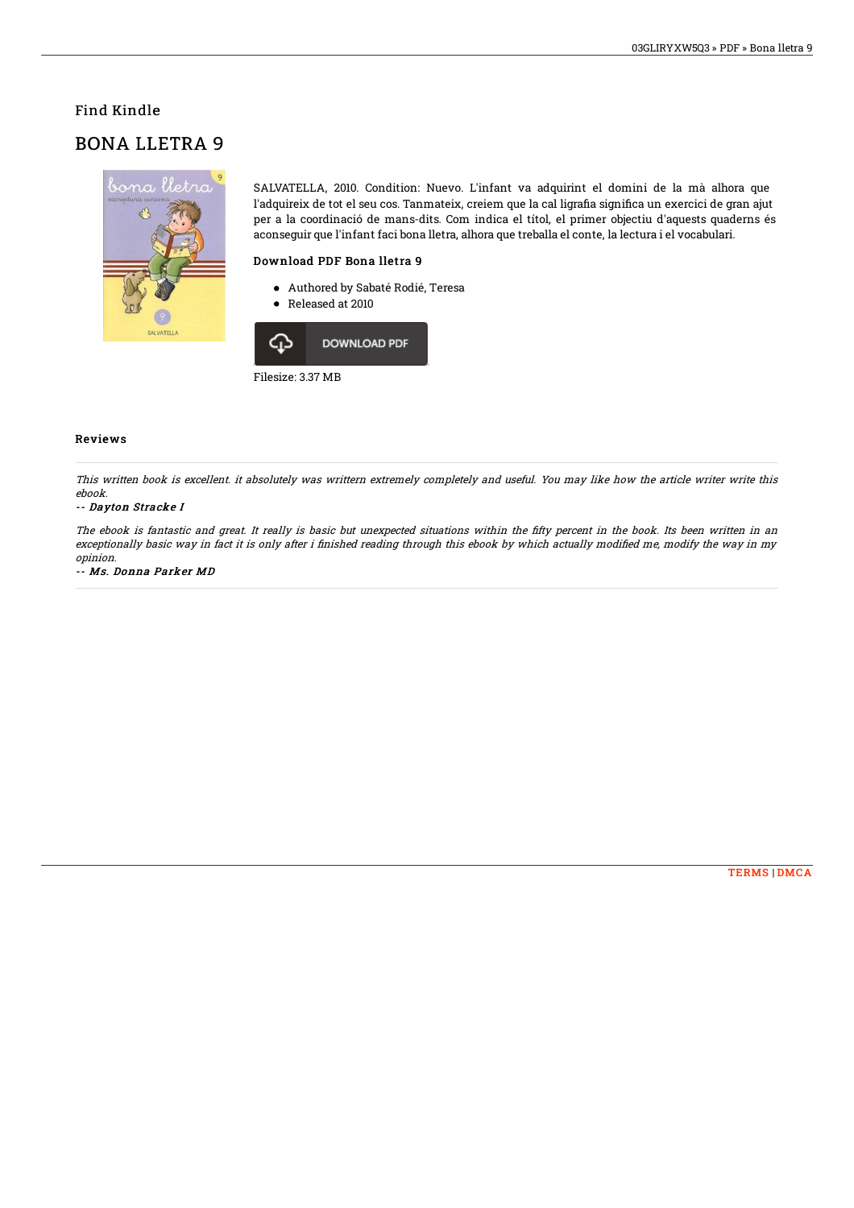## Find Kindle

# BONA LLETRA 9

SALVATELLA, 2010. Condition: Nuevo. L'infant va adquirint el domini de la mà alhora que l'adquireix de tot el seu cos. Tanmateix, creiem que la cal ligrafia significa un exercici de gran ajut per a la coordinació de mans-dits. Com indica el títol, el primer objectiu d'aquests quaderns és aconseguir que l'infant faci bona lletra, alhora que treballa el conte, la lectura i el vocabulari.

### Download PDF Bona lletra 9

- Authored by Sabaté Rodié, Teresa
- Released at 2010

DOWNLOAD PDF

Filesize: 3.37 MB

### Reviews

*This written book is excellent. it absolutely was writtern extremely completely and useful. You may like how the article writer write this ebook.*

*-- Dayton Stracke I*

*The ebook is fantastic and great. It really is basic but unexpected situations within the fifty percent in the book. Its been written in an exceptionally basic way in fact it is only after i finished reading through this ebook by which actually modified me, modify the way in my opinion.*

*-- Ms. Donna Parker MD*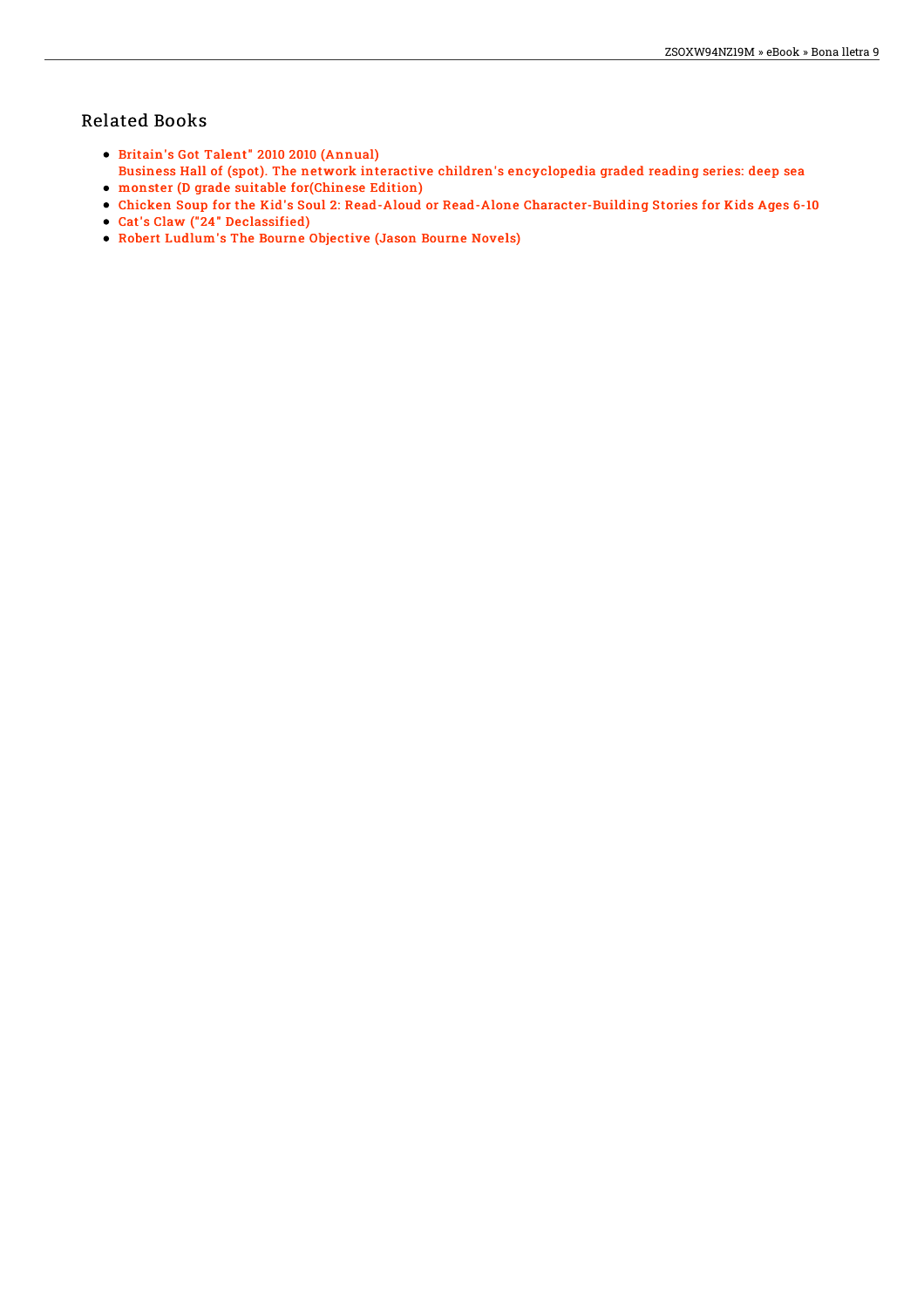## Related Books

- Britain's Got Talent" 2010 2010 (Annual)
- Business Hall of (spot). The network interactive children's encyclopedia graded reading series: deep sea monster (D grade suitable for(Chinese Edition)
- Chicken Soup for the Kid's Soul 2: Read-Aloud or Read-Alone Character-Building Stories for Kids Ages 6-10
- Cat's Claw ("24" Declassified)
- Robert Ludlum's The Bourne Objective (Jason Bourne Novels)